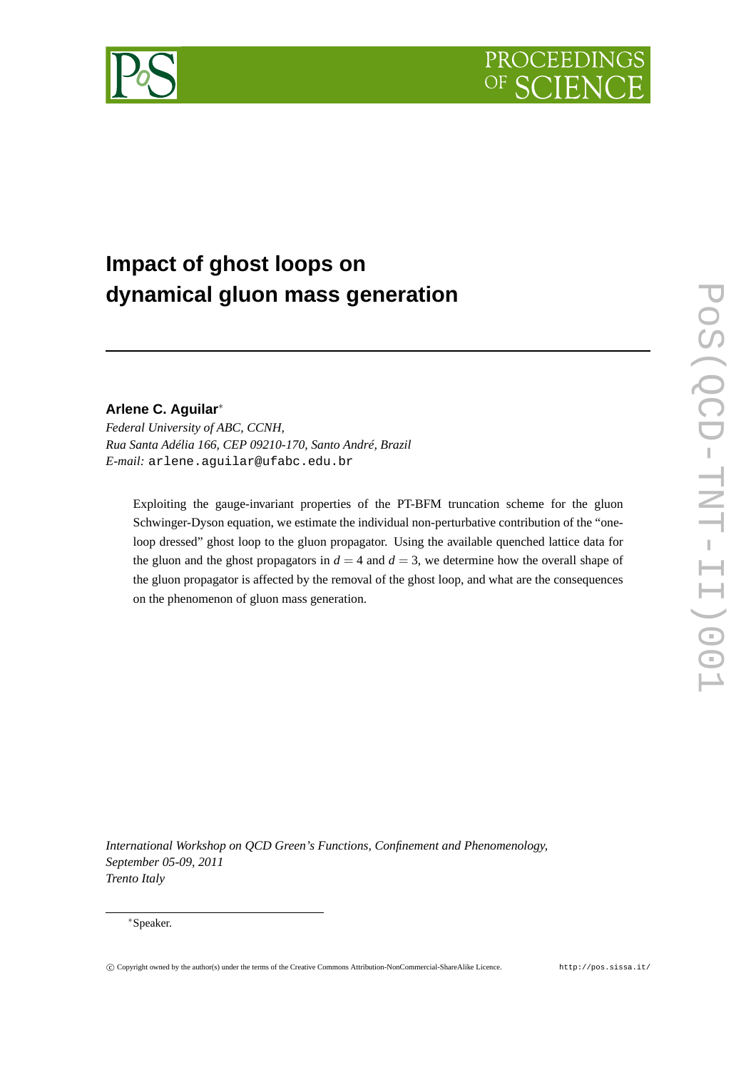# Impact of ghost loops on dynamical gluon mass generation

**Arlene C. Aguilar***

*Federal University of ABC, CCNH,*
*Rua Santa Adélia 166, CEP 09210-170, Santo André, Brazil*
*E-mail:* arlene.aguilar@ufabc.edu.br

Exploiting the gauge-invariant properties of the PT-BFM truncation scheme for the gluon Schwinger-Dyson equation, we estimate the individual non-perturbative contribution of the "one-loop dressed" ghost loop to the gluon propagator. Using the available quenched lattice data for the gluon and the ghost propagators in $d = 4$ and $d = 3$, we determine how the overall shape of the gluon propagator is affected by the removal of the ghost loop, and what are the consequences on the phenomenon of gluon mass generation.

*International Workshop on QCD Green's Functions, Confinement and Phenomenology,*
*September 05-09, 2011*
*Trento Italy*

*Speaker.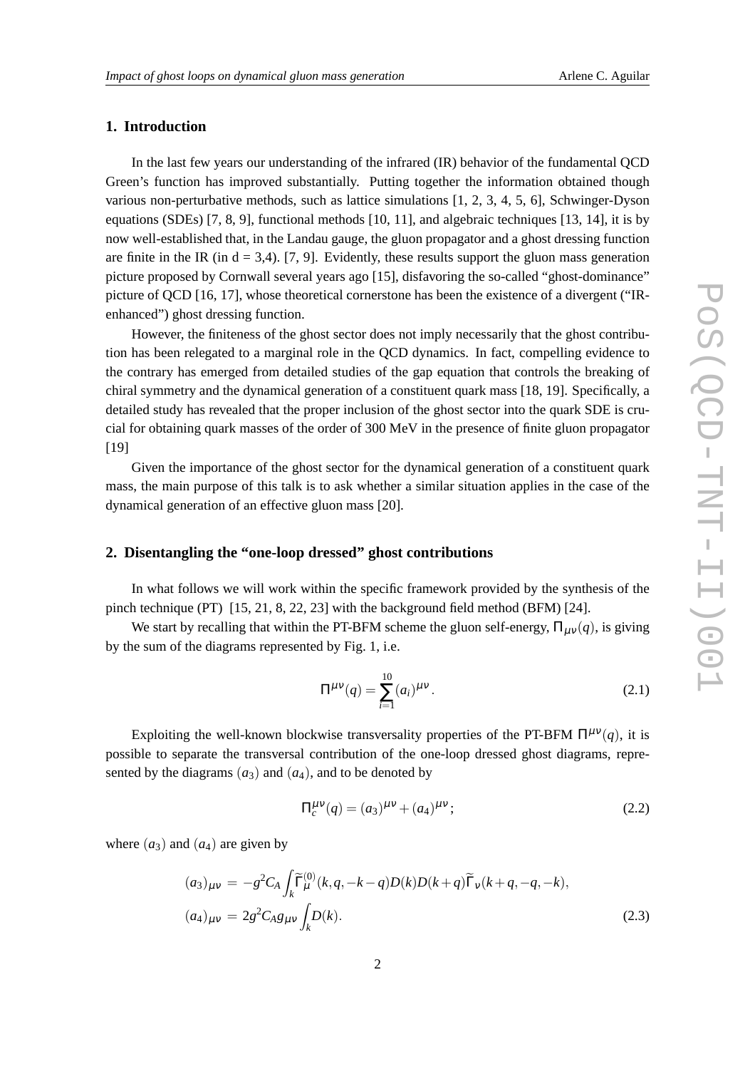## 1. Introduction

In the last few years our understanding of the infrared (IR) behavior of the fundamental QCD Green's function has improved substantially. Putting together the information obtained though various non-perturbative methods, such as lattice simulations [1, 2, 3, 4, 5, 6], Schwinger-Dyson equations (SDEs) [7, 8, 9], functional methods [10, 11], and algebraic techniques [13, 14], it is by now well-established that, in the Landau gauge, the gluon propagator and a ghost dressing function are finite in the IR (in d = 3,4). [7, 9]. Evidently, these results support the gluon mass generation picture proposed by Cornwall several years ago [15], disfavoring the so-called "ghost-dominance" picture of QCD [16, 17], whose theoretical cornerstone has been the existence of a divergent ("IR-enhanced") ghost dressing function.

However, the finiteness of the ghost sector does not imply necessarily that the ghost contribution has been relegated to a marginal role in the QCD dynamics. In fact, compelling evidence to the contrary has emerged from detailed studies of the gap equation that controls the breaking of chiral symmetry and the dynamical generation of a constituent quark mass [18, 19]. Specifically, a detailed study has revealed that the proper inclusion of the ghost sector into the quark SDE is crucial for obtaining quark masses of the order of 300 MeV in the presence of finite gluon propagator [19]

Given the importance of the ghost sector for the dynamical generation of a constituent quark mass, the main purpose of this talk is to ask whether a similar situation applies in the case of the dynamical generation of an effective gluon mass [20].

## 2. Disentangling the "one-loop dressed" ghost contributions

In what follows we will work within the specific framework provided by the synthesis of the pinch technique (PT) [15, 21, 8, 22, 23] with the background field method (BFM) [24].

We start by recalling that within the PT-BFM scheme the gluon self-energy, $\Pi_{\mu\nu}(q)$, is giving by the sum of the diagrams represented by Fig. 1, i.e.

$$\Pi^{\mu\nu}(q) = \sum_{i=1}^{10} (a_i)^{\mu\nu} . \tag{2.1}$$

Exploiting the well-known blockwise transversality properties of the PT-BFM $\Pi^{\mu\nu}(q)$, it is possible to separate the transversal contribution of the one-loop dressed ghost diagrams, represented by the diagrams $(a_3)$ and $(a_4)$, and to be denoted by

$$\Pi_c^{\mu\nu}(q) = (a_3)^{\mu\nu} + (a_4)^{\mu\nu} ; \tag{2.2}$$

where $(a_3)$ and $(a_4)$ are given by

$$\begin{aligned} (a_3)_{\mu\nu} &= -g^2 C_A \int_k \widetilde{\Gamma}^{(0)}_{\mu}(k,q,-k-q) D(k) D(k+q) \widetilde{\Gamma}_{\nu}(k+q,-q,-k), \\ (a_4)_{\mu\nu} &= 2g^2 C_A g_{\mu\nu} \int_k D(k). \end{aligned} \tag{2.3}$$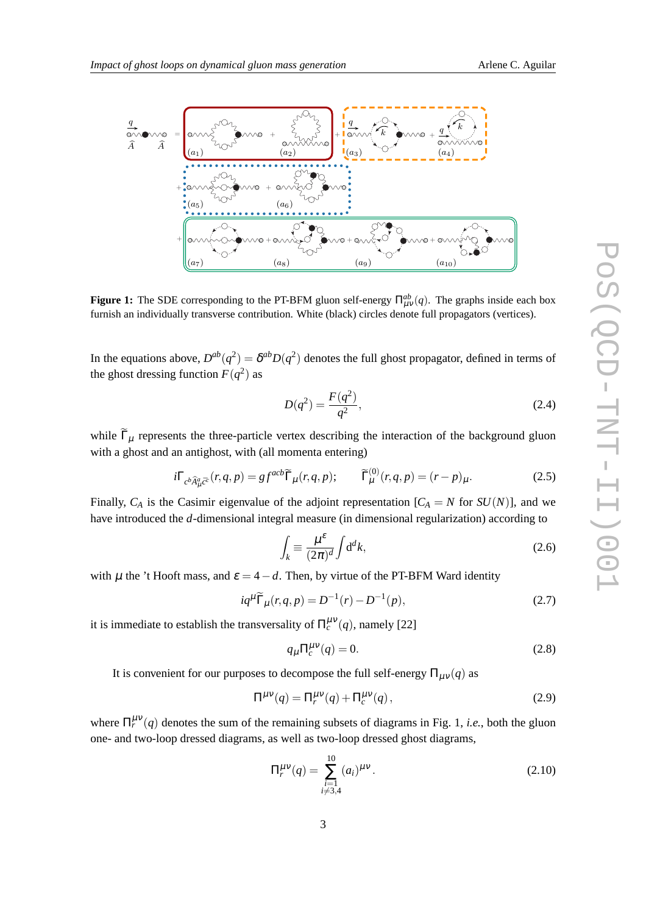**Figure 1:** The SDE corresponding to the PT-BFM gluon self-energy $\Pi^{ab}_{\mu\nu}(q)$. The graphs inside each box furnish an individually transverse contribution. White (black) circles denote full propagators (vertices).

In the equations above, $D^{ab}(q^2) = \delta^{ab} D(q^2)$ denotes the full ghost propagator, defined in terms of the ghost dressing function $F(q^2)$ as

$$D(q^2) = \frac{F(q^2)}{q^2}, \tag{2.4}$$

while $\widetilde{\Gamma}_\mu$ represents the three-particle vertex describing the interaction of the background gluon with a ghost and an antighost, with (all momenta entering)

$$i\Gamma_{c^b \widehat{A}^a_\mu \bar{c}^c}(r,q,p) = g f^{acb} \widetilde{\Gamma}_\mu(r,q,p); \qquad \widetilde{\Gamma}^{(0)}_\mu(r,q,p) = (r-p)_\mu. \tag{2.5}$$

Finally, $C_A$ is the Casimir eigenvalue of the adjoint representation [$C_A = N$ for $SU(N)$], and we have introduced the $d$-dimensional integral measure (in dimensional regularization) according to

$$\int_k \equiv \frac{\mu^\varepsilon}{(2\pi)^d} \int \mathrm{d}^d k, \tag{2.6}$$

with $\mu$ the 't Hooft mass, and $\varepsilon = 4 - d$. Then, by virtue of the PT-BFM Ward identity

$$iq^\mu \widetilde{\Gamma}_\mu(r,q,p) = D^{-1}(r) - D^{-1}(p), \tag{2.7}$$

it is immediate to establish the transversality of $\Pi^{\mu\nu}_c(q)$, namely [22]

$$q_\mu \Pi^{\mu\nu}_c(q) = 0. \tag{2.8}$$

It is convenient for our purposes to decompose the full self-energy $\Pi_{\mu\nu}(q)$ as

$$\Pi^{\mu\nu}(q) = \Pi^{\mu\nu}_r(q) + \Pi^{\mu\nu}_c(q)\,, \tag{2.9}$$

where $\Pi^{\mu\nu}_r(q)$ denotes the sum of the remaining subsets of diagrams in Fig. 1, *i.e.*, both the gluon one- and two-loop dressed diagrams, as well as two-loop dressed ghost diagrams,

$$\Pi^{\mu\nu}_r(q) = \sum_{\substack{i=1 \\ i\neq 3,4}}^{10} (a_i)^{\mu\nu}\,. \tag{2.10}$$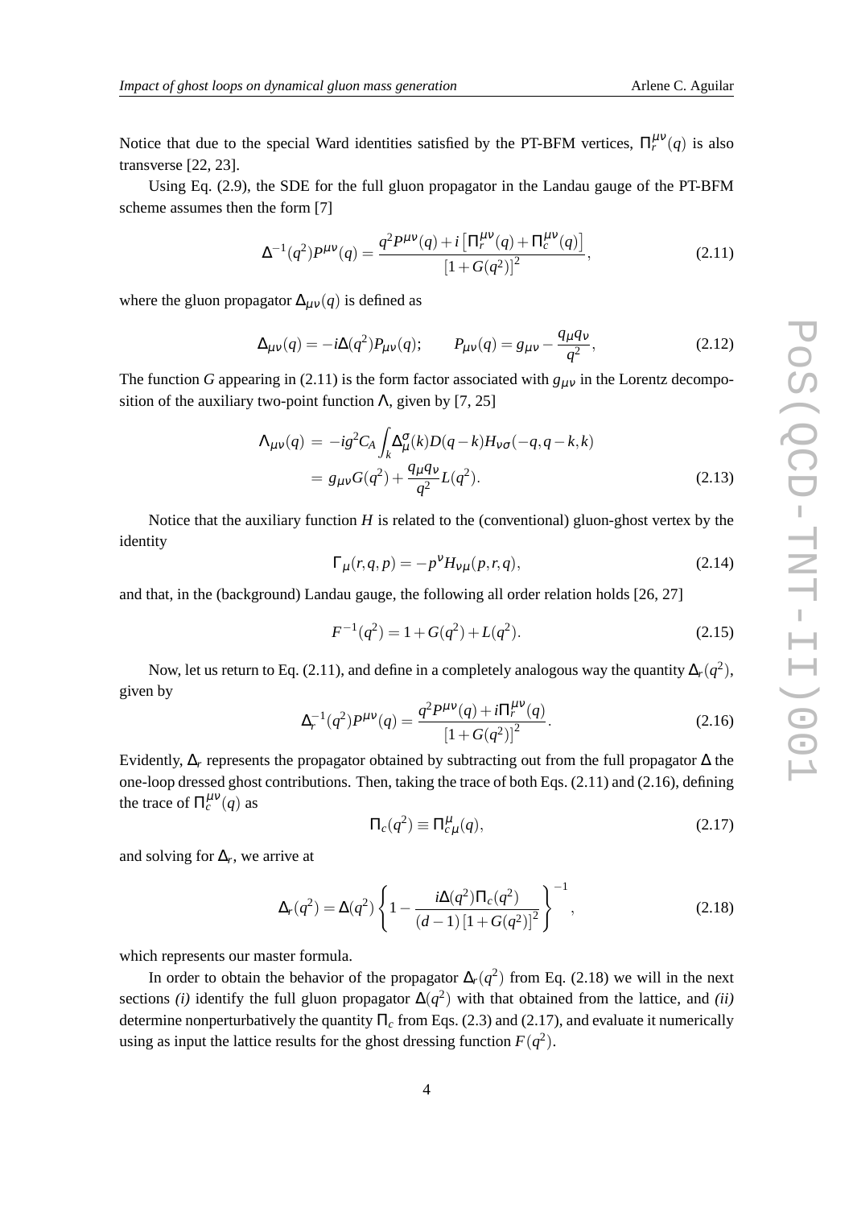Notice that due to the special Ward identities satisfied by the PT-BFM vertices, $\Pi_r^{\mu\nu}(q)$ is also transverse [22, 23].

Using Eq. (2.9), the SDE for the full gluon propagator in the Landau gauge of the PT-BFM scheme assumes then the form [7]

$$\Delta^{-1}(q^2)P^{\mu\nu}(q) = \frac{q^2 P^{\mu\nu}(q) + i\left[\Pi_r^{\mu\nu}(q) + \Pi_c^{\mu\nu}(q)\right]}{\left[1+G(q^2)\right]^2}, \tag{2.11}$$

where the gluon propagator $\Delta_{\mu\nu}(q)$ is defined as

$$\Delta_{\mu\nu}(q) = -i\Delta(q^2)P_{\mu\nu}(q); \qquad P_{\mu\nu}(q) = g_{\mu\nu} - \frac{q_\mu q_\nu}{q^2}, \tag{2.12}$$

The function $G$ appearing in (2.11) is the form factor associated with $g_{\mu\nu}$ in the Lorentz decomposition of the auxiliary two-point function $\Lambda$, given by [7, 25]

$$\begin{aligned}\Lambda_{\mu\nu}(q) &= -ig^2 C_A \int_k \Delta_\mu^\sigma(k) D(q-k) H_{\nu\sigma}(-q, q-k, k) \\ &= g_{\mu\nu} G(q^2) + \frac{q_\mu q_\nu}{q^2} L(q^2).\end{aligned} \tag{2.13}$$

Notice that the auxiliary function $H$ is related to the (conventional) gluon-ghost vertex by the identity

$$\Gamma_\mu(r,q,p) = -p^\nu H_{\nu\mu}(p,r,q), \tag{2.14}$$

and that, in the (background) Landau gauge, the following all order relation holds [26, 27]

$$F^{-1}(q^2) = 1 + G(q^2) + L(q^2). \tag{2.15}$$

Now, let us return to Eq. (2.11), and define in a completely analogous way the quantity $\Delta_r(q^2)$, given by

$$\Delta_r^{-1}(q^2)P^{\mu\nu}(q) = \frac{q^2 P^{\mu\nu}(q) + i\Pi_r^{\mu\nu}(q)}{\left[1+G(q^2)\right]^2}. \tag{2.16}$$

Evidently, $\Delta_r$ represents the propagator obtained by subtracting out from the full propagator $\Delta$ the one-loop dressed ghost contributions. Then, taking the trace of both Eqs. (2.11) and (2.16), defining the trace of $\Pi_c^{\mu\nu}(q)$ as

$$\Pi_c(q^2) \equiv \Pi_{c\,\mu}^{\mu}(q), \tag{2.17}$$

and solving for $\Delta_r$, we arrive at

$$\Delta_r(q^2) = \Delta(q^2)\left\{1 - \frac{i\Delta(q^2)\Pi_c(q^2)}{(d-1)\left[1+G(q^2)\right]^2}\right\}^{-1}, \tag{2.18}$$

which represents our master formula.

In order to obtain the behavior of the propagator $\Delta_r(q^2)$ from Eq. (2.18) we will in the next sections *(i)* identify the full gluon propagator $\Delta(q^2)$ with that obtained from the lattice, and *(ii)* determine nonperturbatively the quantity $\Pi_c$ from Eqs. (2.3) and (2.17), and evaluate it numerically using as input the lattice results for the ghost dressing function $F(q^2)$.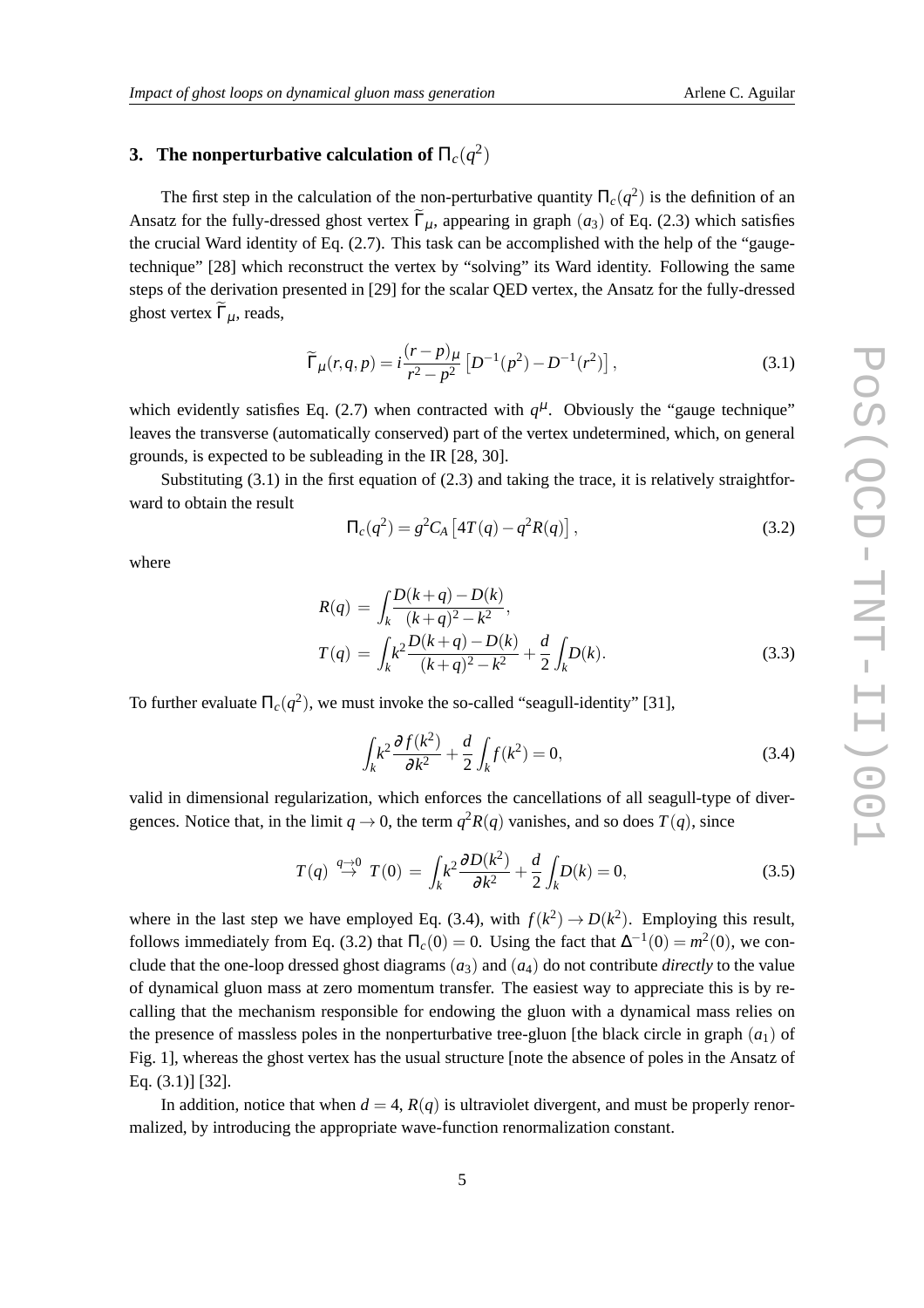## 3. The nonperturbative calculation of $\Pi_c(q^2)$

The first step in the calculation of the non-perturbative quantity $\Pi_c(q^2)$ is the definition of an Ansatz for the fully-dressed ghost vertex $\widetilde{\Gamma}_\mu$, appearing in graph $(a_3)$ of Eq. (2.3) which satisfies the crucial Ward identity of Eq. (2.7). This task can be accomplished with the help of the "gauge-technique" [28] which reconstruct the vertex by "solving" its Ward identity. Following the same steps of the derivation presented in [29] for the scalar QED vertex, the Ansatz for the fully-dressed ghost vertex $\widetilde{\Gamma}_\mu$, reads,

$$\widetilde{\Gamma}_\mu(r,q,p) = i\frac{(r-p)_\mu}{r^2-p^2}\left[D^{-1}(p^2) - D^{-1}(r^2)\right], \tag{3.1}$$

which evidently satisfies Eq. (2.7) when contracted with $q^\mu$. Obviously the "gauge technique" leaves the transverse (automatically conserved) part of the vertex undetermined, which, on general grounds, is expected to be subleading in the IR [28, 30].

Substituting (3.1) in the first equation of (2.3) and taking the trace, it is relatively straightforward to obtain the result

$$\Pi_c(q^2) = g^2 C_A\left[4T(q) - q^2 R(q)\right], \tag{3.2}$$

where

$$\begin{aligned} R(q) &= \int_k \frac{D(k+q)-D(k)}{(k+q)^2-k^2}, \\ T(q) &= \int_k k^2 \frac{D(k+q)-D(k)}{(k+q)^2-k^2} + \frac{d}{2}\int_k D(k). \end{aligned} \tag{3.3}$$

To further evaluate $\Pi_c(q^2)$, we must invoke the so-called "seagull-identity" [31],

$$\int_k k^2 \frac{\partial f(k^2)}{\partial k^2} + \frac{d}{2}\int_k f(k^2) = 0, \tag{3.4}$$

valid in dimensional regularization, which enforces the cancellations of all seagull-type of divergences. Notice that, in the limit $q \to 0$, the term $q^2 R(q)$ vanishes, and so does $T(q)$, since

$$T(q) \stackrel{q\to 0}{\to} T(0) = \int_k k^2 \frac{\partial D(k^2)}{\partial k^2} + \frac{d}{2}\int_k D(k) = 0, \tag{3.5}$$

where in the last step we have employed Eq. (3.4), with $f(k^2) \to D(k^2)$. Employing this result, follows immediately from Eq. (3.2) that $\Pi_c(0) = 0$. Using the fact that $\Delta^{-1}(0) = m^2(0)$, we conclude that the one-loop dressed ghost diagrams $(a_3)$ and $(a_4)$ do not contribute *directly* to the value of dynamical gluon mass at zero momentum transfer. The easiest way to appreciate this is by recalling that the mechanism responsible for endowing the gluon with a dynamical mass relies on the presence of massless poles in the nonperturbative tree-gluon [the black circle in graph $(a_1)$ of Fig. 1], whereas the ghost vertex has the usual structure [note the absence of poles in the Ansatz of Eq. (3.1)] [32].

In addition, notice that when $d = 4$, $R(q)$ is ultraviolet divergent, and must be properly renormalized, by introducing the appropriate wave-function renormalization constant.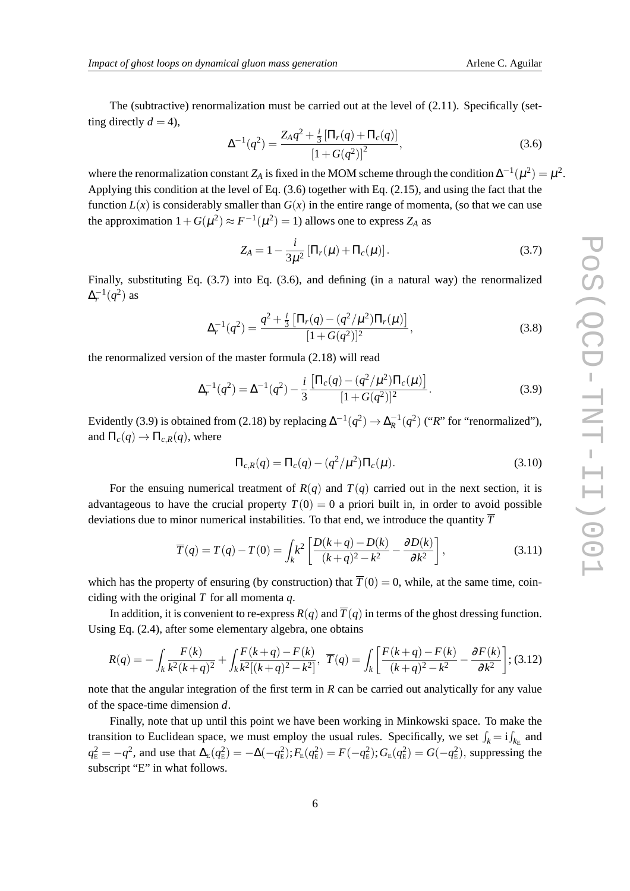The (subtractive) renormalization must be carried out at the level of (2.11). Specifically (setting directly $d=4$),

$$\Delta^{-1}(q^2) = \frac{Z_A q^2 + \frac{i}{3}\left[\Pi_r(q) + \Pi_c(q)\right]}{\left[1+G(q^2)\right]^2}, \tag{3.6}$$

where the renormalization constant $Z_A$ is fixed in the MOM scheme through the condition $\Delta^{-1}(\mu^2) = \mu^2$. Applying this condition at the level of Eq. (3.6) together with Eq. (2.15), and using the fact that the function $L(x)$ is considerably smaller than $G(x)$ in the entire range of momenta, (so that we can use the approximation $1+G(\mu^2) \approx F^{-1}(\mu^2) = 1$) allows one to express $Z_A$ as

$$Z_A = 1 - \frac{i}{3\mu^2}\left[\Pi_r(\mu) + \Pi_c(\mu)\right]. \tag{3.7}$$

Finally, substituting Eq. (3.7) into Eq. (3.6), and defining (in a natural way) the renormalized $\Delta_r^{-1}(q^2)$ as

$$\Delta_r^{-1}(q^2) = \frac{q^2 + \frac{i}{3}\left[\Pi_r(q) - (q^2/\mu^2)\Pi_r(\mu)\right]}{[1+G(q^2)]^2}, \tag{3.8}$$

the renormalized version of the master formula (2.18) will read

$$\Delta_r^{-1}(q^2) = \Delta^{-1}(q^2) - \frac{i}{3}\frac{\left[\Pi_c(q) - (q^2/\mu^2)\Pi_c(\mu)\right]}{[1+G(q^2)]^2}. \tag{3.9}$$

Evidently (3.9) is obtained from (2.18) by replacing $\Delta^{-1}(q^2) \to \Delta_R^{-1}(q^2)$ ("$R$" for "renormalized"), and $\Pi_c(q) \to \Pi_{c,R}(q)$, where

$$\Pi_{c,R}(q) = \Pi_c(q) - (q^2/\mu^2)\Pi_c(\mu). \tag{3.10}$$

For the ensuing numerical treatment of $R(q)$ and $T(q)$ carried out in the next section, it is advantageous to have the crucial property $T(0)=0$ a priori built in, in order to avoid possible deviations due to minor numerical instabilities. To that end, we introduce the quantity $\overline{T}$

$$\overline{T}(q) = T(q) - T(0) = \int_k k^2\left[\frac{D(k+q) - D(k)}{(k+q)^2 - k^2} - \frac{\partial D(k)}{\partial k^2}\right], \tag{3.11}$$

which has the property of ensuring (by construction) that $\overline{T}(0) = 0$, while, at the same time, coinciding with the original $T$ for all momenta $q$.

In addition, it is convenient to re-express $R(q)$ and $\overline{T}(q)$ in terms of the ghost dressing function. Using Eq. (2.4), after some elementary algebra, one obtains

$$R(q) = -\int_k \frac{F(k)}{k^2(k+q)^2} + \int_k \frac{F(k+q) - F(k)}{k^2[(k+q)^2 - k^2]}, \;\; \overline{T}(q) = \int_k \left[\frac{F(k+q) - F(k)}{(k+q)^2 - k^2} - \frac{\partial F(k)}{\partial k^2}\right]; \tag{3.12}$$

note that the angular integration of the first term in $R$ can be carried out analytically for any value of the space-time dimension $d$.

Finally, note that up until this point we have been working in Minkowski space. To make the transition to Euclidean space, we must employ the usual rules. Specifically, we set $\int_k = \mathrm{i}\int_{k_{\mathrm{E}}}$ and $q^2_{\mathrm{E}} = -q^2$, and use that $\Delta_{\mathrm{E}}(q^2_{\mathrm{E}}) = -\Delta(-q^2_{\mathrm{E}}); F_{\mathrm{E}}(q^2_{\mathrm{E}}) = F(-q^2_{\mathrm{E}}); G_{\mathrm{E}}(q^2_{\mathrm{E}}) = G(-q^2_{\mathrm{E}})$, suppressing the subscript "E" in what follows.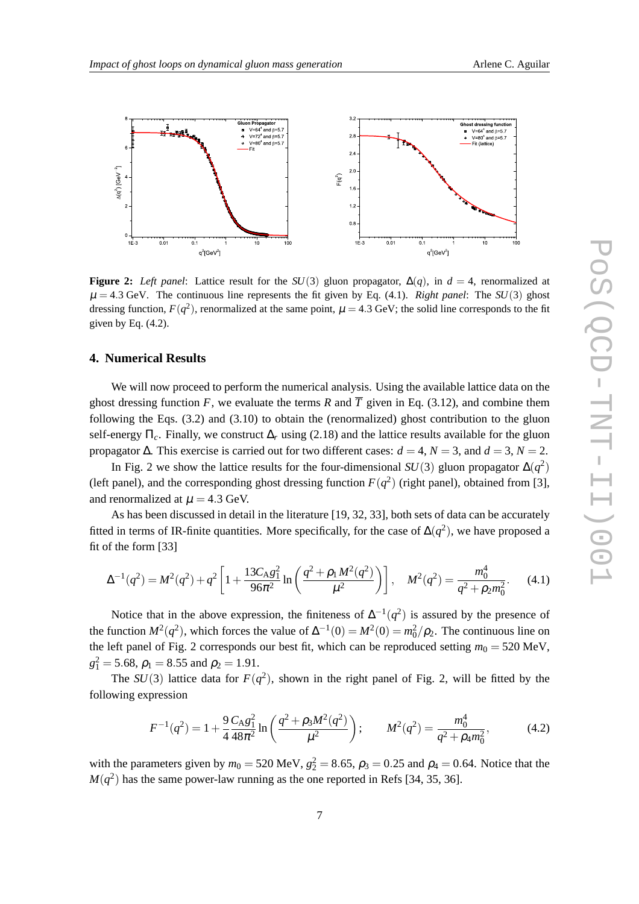**Figure 2:** *Left panel*: Lattice result for the $SU(3)$ gluon propagator, $\Delta(q)$, in $d = 4$, renormalized at $\mu = 4.3$ GeV. The continuous line represents the fit given by Eq. (4.1). *Right panel*: The $SU(3)$ ghost dressing function, $F(q^2)$, renormalized at the same point, $\mu = 4.3$ GeV; the solid line corresponds to the fit given by Eq. (4.2).

## 4. Numerical Results

We will now proceed to perform the numerical analysis. Using the available lattice data on the ghost dressing function $F$, we evaluate the terms $R$ and $\overline{T}$ given in Eq. (3.12), and combine them following the Eqs. (3.2) and (3.10) to obtain the (renormalized) ghost contribution to the gluon self-energy $\Pi_c$. Finally, we construct $\Delta_r$ using (2.18) and the lattice results available for the gluon propagator $\Delta$. This exercise is carried out for two different cases: $d = 4$, $N = 3$, and $d = 3$, $N = 2$.

In Fig. 2 we show the lattice results for the four-dimensional $SU(3)$ gluon propagator $\Delta(q^2)$ (left panel), and the corresponding ghost dressing function $F(q^2)$ (right panel), obtained from [3], and renormalized at $\mu = 4.3$ GeV.

As has been discussed in detail in the literature [19, 32, 33], both sets of data can be accurately fitted in terms of IR-finite quantities. More specifically, for the case of $\Delta(q^2)$, we have proposed a fit of the form [33]

$$\Delta^{-1}(q^2) = M^2(q^2) + q^2\left[1 + \frac{13C_A g_1^2}{96\pi^2}\ln\left(\frac{q^2 + \rho_1 M^2(q^2)}{\mu^2}\right)\right], \quad M^2(q^2) = \frac{m_0^4}{q^2 + \rho_2 m_0^2}. \tag{4.1}$$

Notice that in the above expression, the finiteness of $\Delta^{-1}(q^2)$ is assured by the presence of the function $M^2(q^2)$, which forces the value of $\Delta^{-1}(0) = M^2(0) = m_0^2/\rho_2$. The continuous line on the left panel of Fig. 2 corresponds our best fit, which can be reproduced setting $m_0 = 520$ MeV, $g_1^2 = 5.68$, $\rho_1 = 8.55$ and $\rho_2 = 1.91$.

The $SU(3)$ lattice data for $F(q^2)$, shown in the right panel of Fig. 2, will be fitted by the following expression

$$F^{-1}(q^2) = 1 + \frac{9}{4}\frac{C_A g_1^2}{48\pi^2}\ln\left(\frac{q^2 + \rho_3 M^2(q^2)}{\mu^2}\right); \qquad M^2(q^2) = \frac{m_0^4}{q^2 + \rho_4 m_0^2}, \tag{4.2}$$

with the parameters given by $m_0 = 520$ MeV, $g_2^2 = 8.65$, $\rho_3 = 0.25$ and $\rho_4 = 0.64$. Notice that the $M(q^2)$ has the same power-law running as the one reported in Refs [34, 35, 36].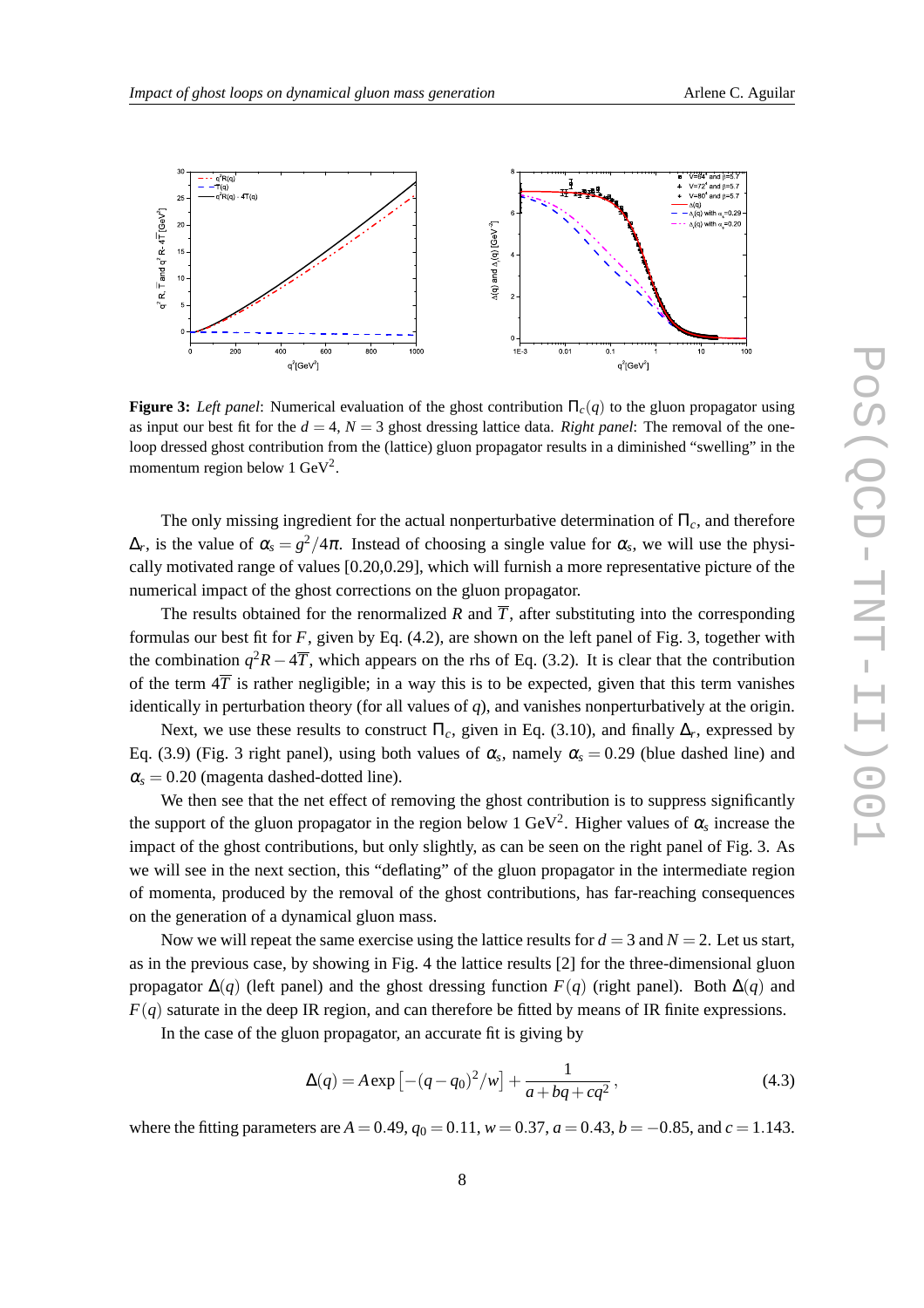**Figure 3:** *Left panel*: Numerical evaluation of the ghost contribution $\Pi_c(q)$ to the gluon propagator using as input our best fit for the $d = 4$, $N = 3$ ghost dressing lattice data. *Right panel*: The removal of the one-loop dressed ghost contribution from the (lattice) gluon propagator results in a diminished "swelling" in the momentum region below 1 GeV$^2$.

The only missing ingredient for the actual nonperturbative determination of $\Pi_c$, and therefore $\Delta_r$, is the value of $\alpha_s = g^2/4\pi$. Instead of choosing a single value for $\alpha_s$, we will use the physically motivated range of values [0.20,0.29], which will furnish a more representative picture of the numerical impact of the ghost corrections on the gluon propagator.

The results obtained for the renormalized $R$ and $\overline{T}$, after substituting into the corresponding formulas our best fit for $F$, given by Eq. (4.2), are shown on the left panel of Fig. 3, together with the combination $q^2R - 4\overline{T}$, which appears on the rhs of Eq. (3.2). It is clear that the contribution of the term $4\overline{T}$ is rather negligible; in a way this is to be expected, given that this term vanishes identically in perturbation theory (for all values of $q$), and vanishes nonperturbatively at the origin.

Next, we use these results to construct $\Pi_c$, given in Eq. (3.10), and finally $\Delta_r$, expressed by Eq. (3.9) (Fig. 3 right panel), using both values of $\alpha_s$, namely $\alpha_s = 0.29$ (blue dashed line) and $\alpha_s = 0.20$ (magenta dashed-dotted line).

We then see that the net effect of removing the ghost contribution is to suppress significantly the support of the gluon propagator in the region below 1 GeV$^2$. Higher values of $\alpha_s$ increase the impact of the ghost contributions, but only slightly, as can be seen on the right panel of Fig. 3. As we will see in the next section, this "deflating" of the gluon propagator in the intermediate region of momenta, produced by the removal of the ghost contributions, has far-reaching consequences on the generation of a dynamical gluon mass.

Now we will repeat the same exercise using the lattice results for $d = 3$ and $N = 2$. Let us start, as in the previous case, by showing in Fig. 4 the lattice results [2] for the three-dimensional gluon propagator $\Delta(q)$ (left panel) and the ghost dressing function $F(q)$ (right panel). Both $\Delta(q)$ and $F(q)$ saturate in the deep IR region, and can therefore be fitted by means of IR finite expressions.

In the case of the gluon propagator, an accurate fit is giving by

$$\Delta(q) = A\exp\left[-(q-q_0)^2/w\right] + \frac{1}{a+bq+cq^2}\,, \tag{4.3}$$

where the fitting parameters are $A = 0.49$, $q_0 = 0.11$, $w = 0.37$, $a = 0.43$, $b = -0.85$, and $c = 1.143$.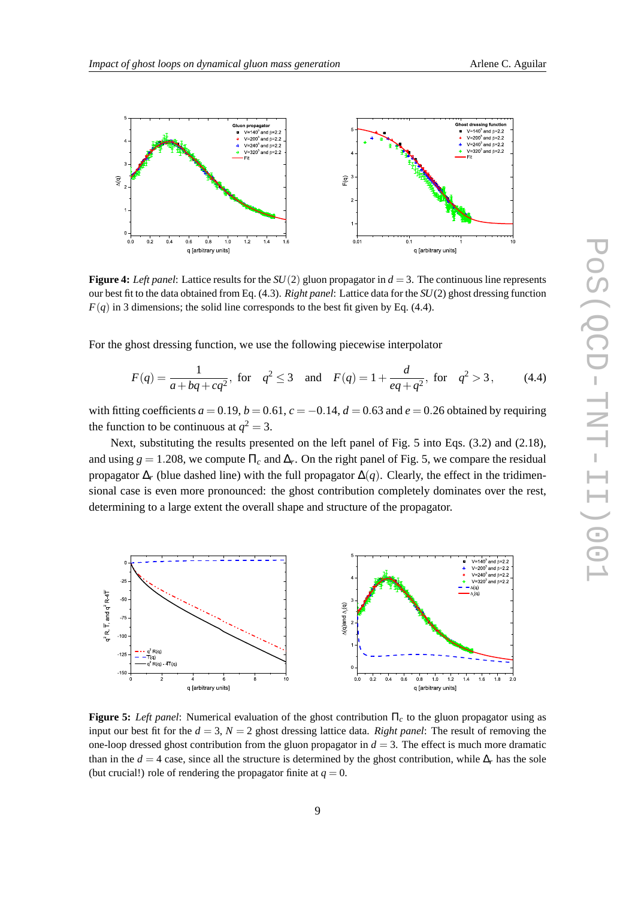**Figure 4:** *Left panel*: Lattice results for the $SU(2)$ gluon propagator in $d = 3$. The continuous line represents our best fit to the data obtained from Eq. (4.3). *Right panel*: Lattice data for the $SU(2)$ ghost dressing function $F(q)$ in 3 dimensions; the solid line corresponds to the best fit given by Eq. (4.4).

For the ghost dressing function, we use the following piecewise interpolator

$$F(q) = \frac{1}{a + bq + cq^2}, \text{ for } \quad q^2 \leq 3 \quad \text{and} \quad F(q) = 1 + \frac{d}{eq + q^2}, \text{ for } \quad q^2 > 3\,, \tag{4.4}$$

with fitting coefficients $a = 0.19$, $b = 0.61$, $c = -0.14$, $d = 0.63$ and $e = 0.26$ obtained by requiring the function to be continuous at $q^2 = 3$.

Next, substituting the results presented on the left panel of Fig. 5 into Eqs. (3.2) and (2.18), and using $g = 1.208$, we compute $\Pi_c$ and $\Delta_r$. On the right panel of Fig. 5, we compare the residual propagator $\Delta_r$ (blue dashed line) with the full propagator $\Delta(q)$. Clearly, the effect in the tridimensional case is even more pronounced: the ghost contribution completely dominates over the rest, determining to a large extent the overall shape and structure of the propagator.

**Figure 5:** *Left panel*: Numerical evaluation of the ghost contribution $\Pi_c$ to the gluon propagator using as input our best fit for the $d = 3$, $N = 2$ ghost dressing lattice data. *Right panel*: The result of removing the one-loop dressed ghost contribution from the gluon propagator in $d = 3$. The effect is much more dramatic than in the $d = 4$ case, since all the structure is determined by the ghost contribution, while $\Delta_r$ has the sole (but crucial!) role of rendering the propagator finite at $q = 0$.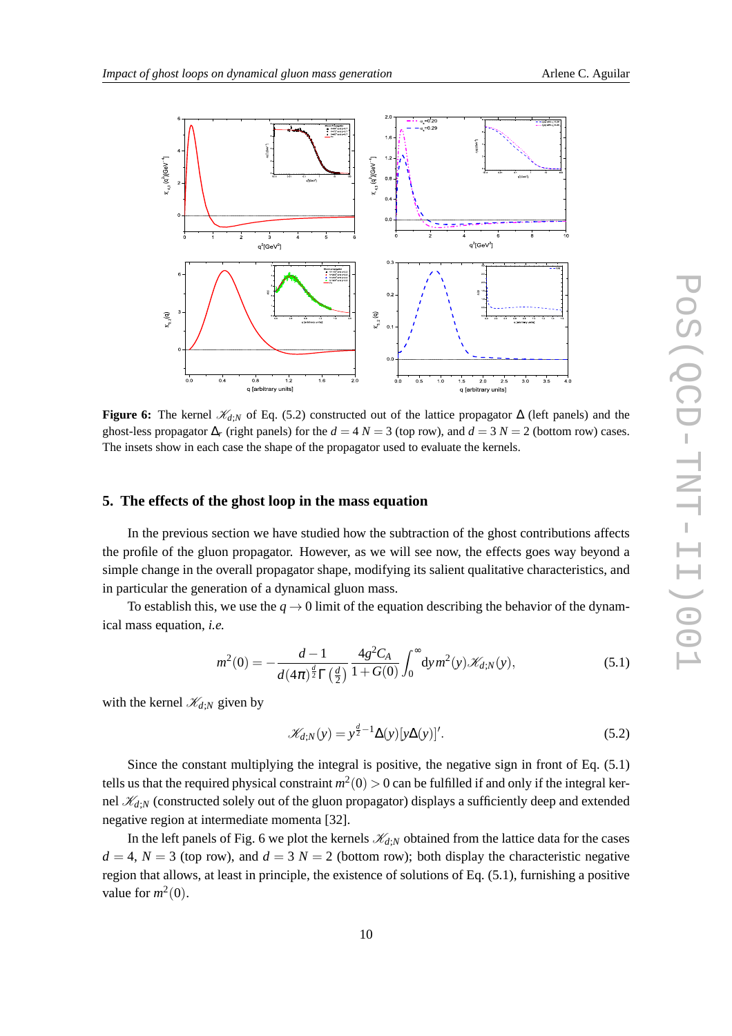**Figure 6:** The kernel $\mathscr{K}_{d;N}$ of Eq. (5.2) constructed out of the lattice propagator $\Delta$ (left panels) and the ghost-less propagator $\Delta_r$ (right panels) for the $d = 4$ $N = 3$ (top row), and $d = 3$ $N = 2$ (bottom row) cases. The insets show in each case the shape of the propagator used to evaluate the kernels.

## 5. The effects of the ghost loop in the mass equation

In the previous section we have studied how the subtraction of the ghost contributions affects the profile of the gluon propagator. However, as we will see now, the effects goes way beyond a simple change in the overall propagator shape, modifying its salient qualitative characteristics, and in particular the generation of a dynamical gluon mass.

To establish this, we use the $q \to 0$ limit of the equation describing the behavior of the dynamical mass equation, *i.e.*

$$m^2(0) = -\frac{d-1}{d(4\pi)^{\frac{d}{2}}\Gamma\left(\frac{d}{2}\right)} \frac{4g^2C_A}{1+G(0)} \int_0^\infty \mathrm{d}y\, m^2(y) \mathscr{K}_{d;N}(y), \tag{5.1}$$

with the kernel $\mathscr{K}_{d;N}$ given by

$$\mathscr{K}_{d;N}(y) = y^{\frac{d}{2}-1}\Delta(y)[y\Delta(y)]'. \tag{5.2}$$

Since the constant multiplying the integral is positive, the negative sign in front of Eq. (5.1) tells us that the required physical constraint $m^2(0) > 0$ can be fulfilled if and only if the integral kernel $\mathscr{K}_{d;N}$ (constructed solely out of the gluon propagator) displays a sufficiently deep and extended negative region at intermediate momenta [32].

In the left panels of Fig. 6 we plot the kernels $\mathscr{K}_{d;N}$ obtained from the lattice data for the cases $d = 4$, $N = 3$ (top row), and $d = 3$ $N = 2$ (bottom row); both display the characteristic negative region that allows, at least in principle, the existence of solutions of Eq. (5.1), furnishing a positive value for $m^2(0)$.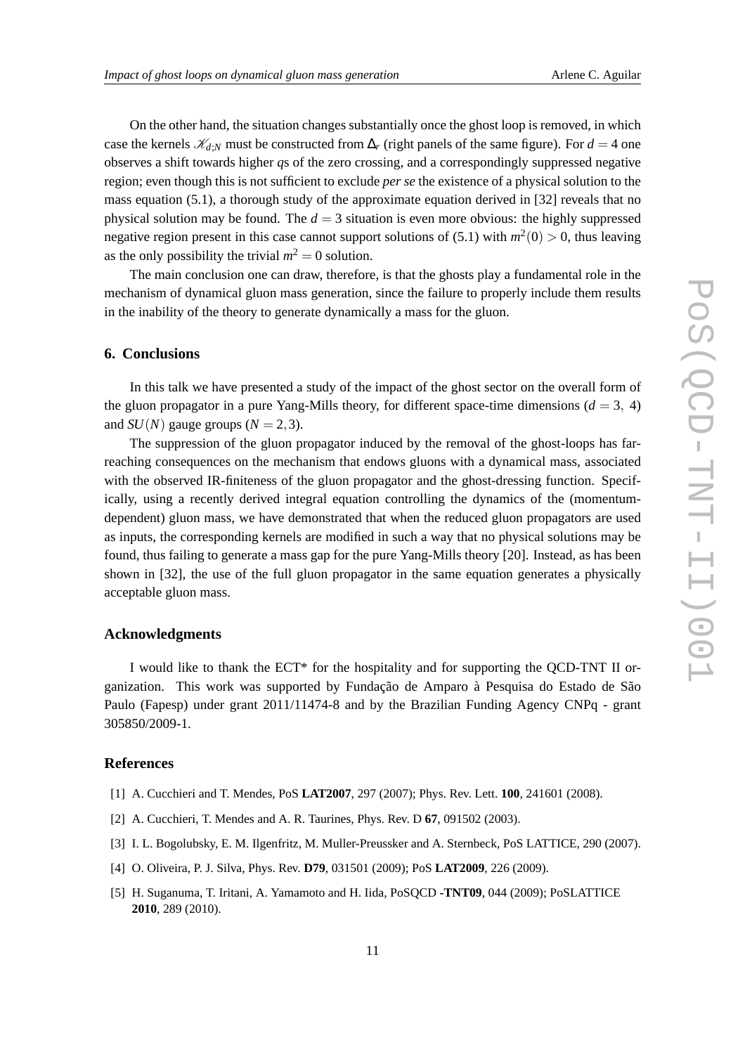On the other hand, the situation changes substantially once the ghost loop is removed, in which case the kernels $\mathcal{K}_{d;N}$ must be constructed from $\Delta_r$ (right panels of the same figure). For $d = 4$ one observes a shift towards higher $q$s of the zero crossing, and a correspondingly suppressed negative region; even though this is not sufficient to exclude *per se* the existence of a physical solution to the mass equation (5.1), a thorough study of the approximate equation derived in [32] reveals that no physical solution may be found. The $d = 3$ situation is even more obvious: the highly suppressed negative region present in this case cannot support solutions of (5.1) with $m^2(0) > 0$, thus leaving as the only possibility the trivial $m^2 = 0$ solution.

The main conclusion one can draw, therefore, is that the ghosts play a fundamental role in the mechanism of dynamical gluon mass generation, since the failure to properly include them results in the inability of the theory to generate dynamically a mass for the gluon.

## 6. Conclusions

In this talk we have presented a study of the impact of the ghost sector on the overall form of the gluon propagator in a pure Yang-Mills theory, for different space-time dimensions ($d = 3,\ 4$) and $SU(N)$ gauge groups ($N = 2, 3$).

The suppression of the gluon propagator induced by the removal of the ghost-loops has far-reaching consequences on the mechanism that endows gluons with a dynamical mass, associated with the observed IR-finiteness of the gluon propagator and the ghost-dressing function. Specifically, using a recently derived integral equation controlling the dynamics of the (momentum-dependent) gluon mass, we have demonstrated that when the reduced gluon propagators are used as inputs, the corresponding kernels are modified in such a way that no physical solutions may be found, thus failing to generate a mass gap for the pure Yang-Mills theory [20]. Instead, as has been shown in [32], the use of the full gluon propagator in the same equation generates a physically acceptable gluon mass.

## Acknowledgments

I would like to thank the ECT* for the hospitality and for supporting the QCD-TNT II organization. This work was supported by Fundação de Amparo à Pesquisa do Estado de São Paulo (Fapesp) under grant 2011/11474-8 and by the Brazilian Funding Agency CNPq - grant 305850/2009-1.

## References

[1] A. Cucchieri and T. Mendes, PoS **LAT2007**, 297 (2007); Phys. Rev. Lett. **100**, 241601 (2008).

[2] A. Cucchieri, T. Mendes and A. R. Taurines, Phys. Rev. D **67**, 091502 (2003).

[3] I. L. Bogolubsky, E. M. Ilgenfritz, M. Muller-Preussker and A. Sternbeck, PoS LATTICE, 290 (2007).

[4] O. Oliveira, P. J. Silva, Phys. Rev. **D79**, 031501 (2009); PoS **LAT2009**, 226 (2009).

[5] H. Suganuma, T. Iritani, A. Yamamoto and H. Iida, PoSQCD **-TNT09**, 044 (2009); PoSLATTICE **2010**, 289 (2010).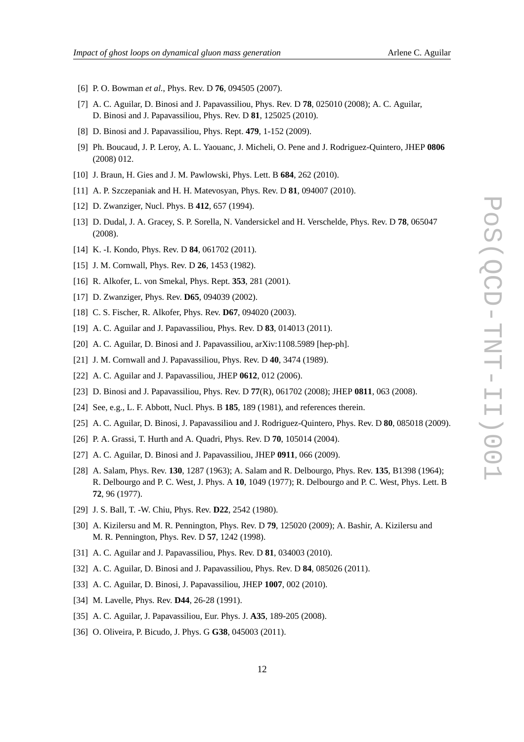[6] P. O. Bowman *et al.*, Phys. Rev. D **76**, 094505 (2007).

[7] A. C. Aguilar, D. Binosi and J. Papavassiliou, Phys. Rev. D **78**, 025010 (2008); A. C. Aguilar, D. Binosi and J. Papavassiliou, Phys. Rev. D **81**, 125025 (2010).

[8] D. Binosi and J. Papavassiliou, Phys. Rept. **479**, 1-152 (2009).

[9] Ph. Boucaud, J. P. Leroy, A. L. Yaouanc, J. Micheli, O. Pene and J. Rodriguez-Quintero, JHEP **0806** (2008) 012.

[10] J. Braun, H. Gies and J. M. Pawlowski, Phys. Lett. B **684**, 262 (2010).

[11] A. P. Szczepaniak and H. H. Matevosyan, Phys. Rev. D **81**, 094007 (2010).

[12] D. Zwanziger, Nucl. Phys. B **412**, 657 (1994).

[13] D. Dudal, J. A. Gracey, S. P. Sorella, N. Vandersickel and H. Verschelde, Phys. Rev. D **78**, 065047 (2008).

[14] K. -I. Kondo, Phys. Rev. D **84**, 061702 (2011).

[15] J. M. Cornwall, Phys. Rev. D **26**, 1453 (1982).

[16] R. Alkofer, L. von Smekal, Phys. Rept. **353**, 281 (2001).

[17] D. Zwanziger, Phys. Rev. **D65**, 094039 (2002).

[18] C. S. Fischer, R. Alkofer, Phys. Rev. **D67**, 094020 (2003).

[19] A. C. Aguilar and J. Papavassiliou, Phys. Rev. D **83**, 014013 (2011).

[20] A. C. Aguilar, D. Binosi and J. Papavassiliou, arXiv:1108.5989 [hep-ph].

[21] J. M. Cornwall and J. Papavassiliou, Phys. Rev. D **40**, 3474 (1989).

[22] A. C. Aguilar and J. Papavassiliou, JHEP **0612**, 012 (2006).

[23] D. Binosi and J. Papavassiliou, Phys. Rev. D **77**(R), 061702 (2008); JHEP **0811**, 063 (2008).

[24] See, e.g., L. F. Abbott, Nucl. Phys. B **185**, 189 (1981), and references therein.

[25] A. C. Aguilar, D. Binosi, J. Papavassiliou and J. Rodriguez-Quintero, Phys. Rev. D **80**, 085018 (2009).

[26] P. A. Grassi, T. Hurth and A. Quadri, Phys. Rev. D **70**, 105014 (2004).

[27] A. C. Aguilar, D. Binosi and J. Papavassiliou, JHEP **0911**, 066 (2009).

[28] A. Salam, Phys. Rev. **130**, 1287 (1963); A. Salam and R. Delbourgo, Phys. Rev. **135**, B1398 (1964); R. Delbourgo and P. C. West, J. Phys. A **10**, 1049 (1977); R. Delbourgo and P. C. West, Phys. Lett. B **72**, 96 (1977).

[29] J. S. Ball, T. -W. Chiu, Phys. Rev. **D22**, 2542 (1980).

[30] A. Kizilersu and M. R. Pennington, Phys. Rev. D **79**, 125020 (2009); A. Bashir, A. Kizilersu and M. R. Pennington, Phys. Rev. D **57**, 1242 (1998).

[31] A. C. Aguilar and J. Papavassiliou, Phys. Rev. D **81**, 034003 (2010).

[32] A. C. Aguilar, D. Binosi and J. Papavassiliou, Phys. Rev. D **84**, 085026 (2011).

[33] A. C. Aguilar, D. Binosi, J. Papavassiliou, JHEP **1007**, 002 (2010).

[34] M. Lavelle, Phys. Rev. **D44**, 26-28 (1991).

[35] A. C. Aguilar, J. Papavassiliou, Eur. Phys. J. **A35**, 189-205 (2008).

[36] O. Oliveira, P. Bicudo, J. Phys. G **G38**, 045003 (2011).